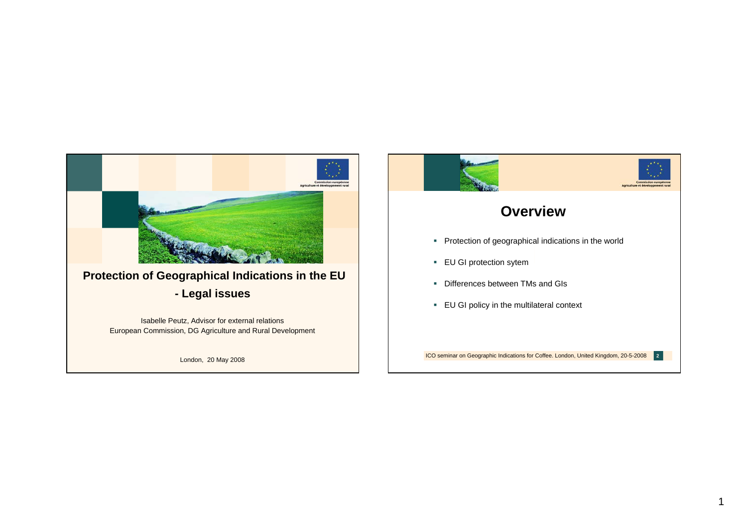# Protection of Geographical Indications in the EU - Legal issues

Isabelle Peutz, Advisor for external relations
European Commission, DG Agriculture and Rural Development

London, 20 May 2008

## Overview

- Protection of geographical indications in the world
- EU GI protection sytem
- Differences between TMs and GIs
- EU GI policy in the multilateral context

ICO seminar on Geographic Indications for Coffee. London, United Kingdom, 20-5-2008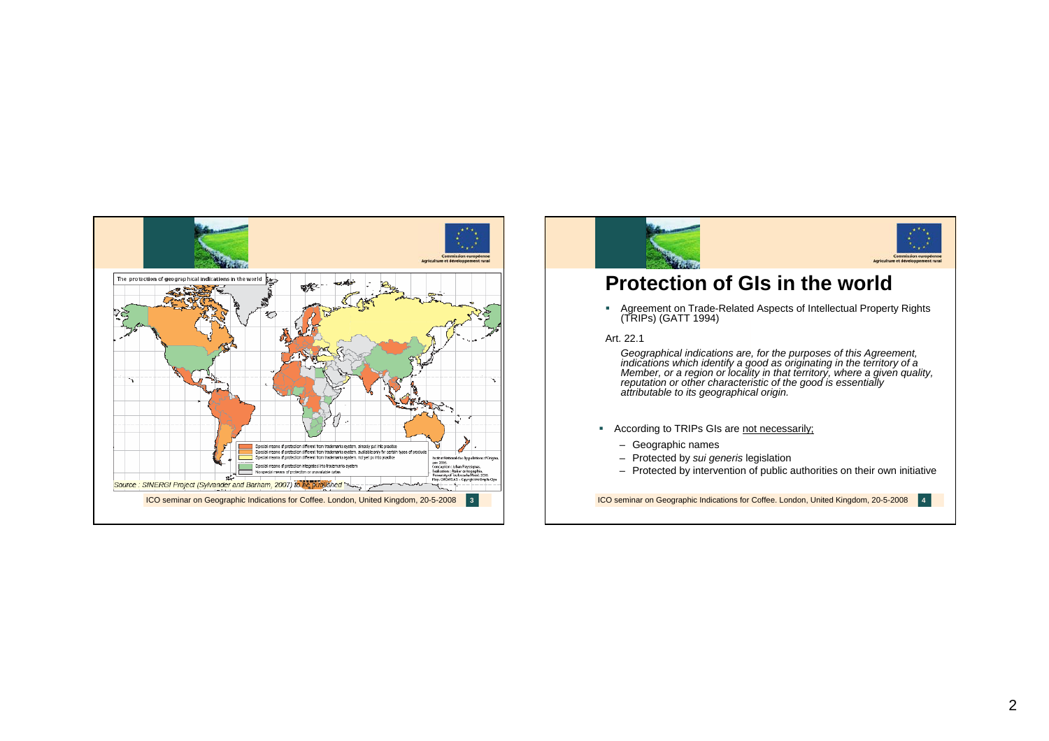The protection of geographical indications in the world

- Special means of protection different from trademarks system, already put into practice
- Special means of protection different from trademarks system, available only for certain types of products
- Special means of protection different from trademarks system, not yet put into practice
- Special means of protection integrated into trademarks system
- No special means of protection or unavailable datas

Source : SINERGI Project (Sylvander and Barham, 2007) to be published

ICO seminar on Geographic Indications for Coffee. London, United Kingdom, 20-5-2008

# Protection of GIs in the world

- Agreement on Trade-Related Aspects of Intellectual Property Rights (TRIPs) (GATT 1994)

Art. 22.1

*Geographical indications are, for the purposes of this Agreement, indications which identify a good as originating in the territory of a Member, or a region or locality in that territory, where a given quality, reputation or other characteristic of the good is essentially attributable to its geographical origin.*

- According to TRIPs GIs are not necessarily;
  - Geographic names
  - Protected by *sui generis* legislation
  - Protected by intervention of public authorities on their own initiative

ICO seminar on Geographic Indications for Coffee. London, United Kingdom, 20-5-2008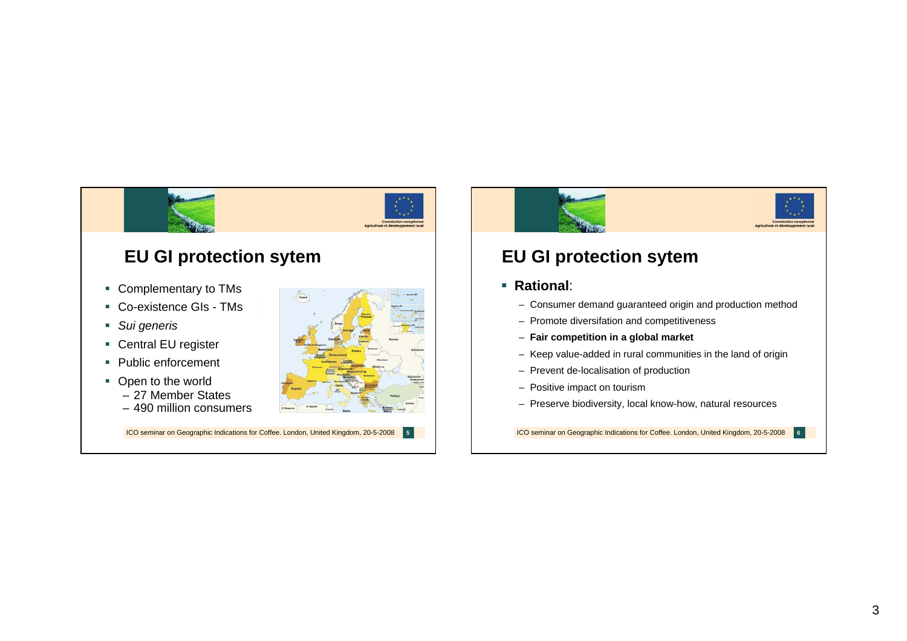## EU GI protection sytem

- Complementary to TMs
- Co-existence GIs - TMs
- *Sui generis*
- Central EU register
- Public enforcement
- Open to the world
  - 27 Member States
  - 490 million consumers

ICO seminar on Geographic Indications for Coffee. London, United Kingdom, 20-5-2008

## EU GI protection sytem

- **Rational**:
  - Consumer demand guaranteed origin and production method
  - Promote diversifation and competitiveness
  - **Fair competition in a global market**
  - Keep value-added in rural communities in the land of origin
  - Prevent de-localisation of production
  - Positive impact on tourism
  - Preserve biodiversity, local know-how, natural resources

ICO seminar on Geographic Indications for Coffee. London, United Kingdom, 20-5-2008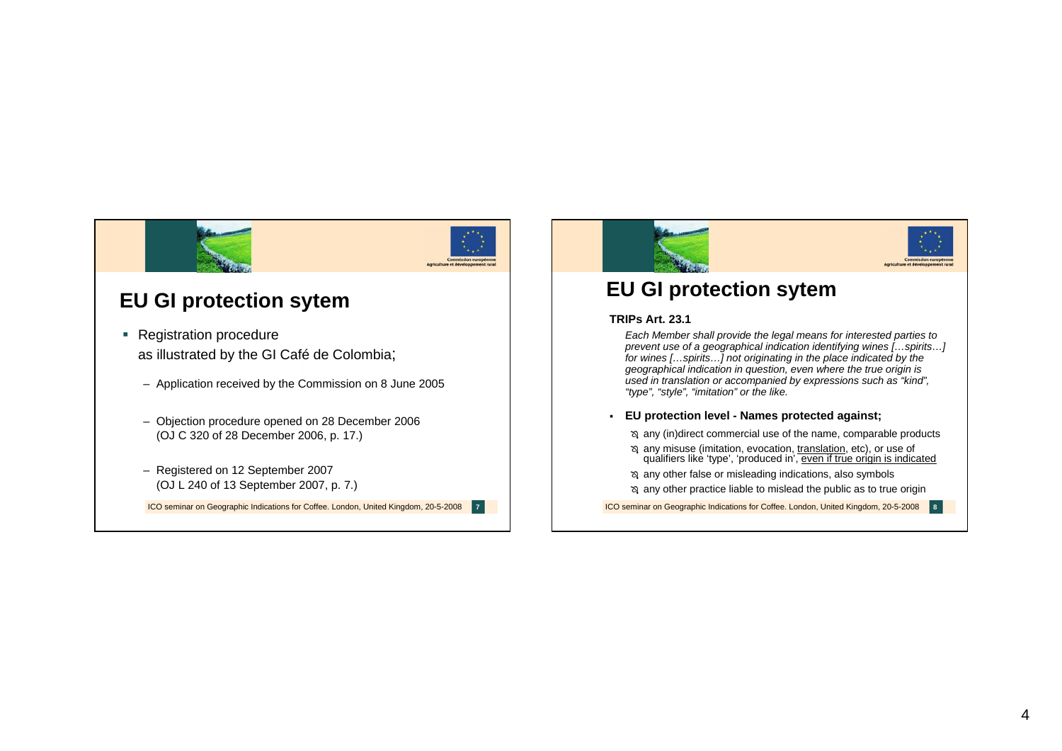## EU GI protection sytem

- Registration procedure
  as illustrated by the GI Café de Colombia;
  - Application received by the Commission on 8 June 2005
  - Objection procedure opened on 28 December 2006 (OJ C 320 of 28 December 2006, p. 17.)
  - Registered on 12 September 2007 (OJ L 240 of 13 September 2007, p. 7.)

ICO seminar on Geographic Indications for Coffee. London, United Kingdom, 20-5-2008

## EU GI protection sytem

**TRIPs Art. 23.1**

*Each Member shall provide the legal means for interested parties to prevent use of a geographical indication identifying wines […spirits…] for wines […spirits…] not originating in the place indicated by the geographical indication in question, even where the true origin is used in translation or accompanied by expressions such as "kind", "type", "style", "imitation" or the like.*

- **EU protection level - Names protected against;**
  - any (in)direct commercial use of the name, comparable products
  - any misuse (imitation, evocation, translation, etc), or use of qualifiers like 'type', 'produced in', even if true origin is indicated
  - any other false or misleading indications, also symbols
  - any other practice liable to mislead the public as to true origin

ICO seminar on Geographic Indications for Coffee. London, United Kingdom, 20-5-2008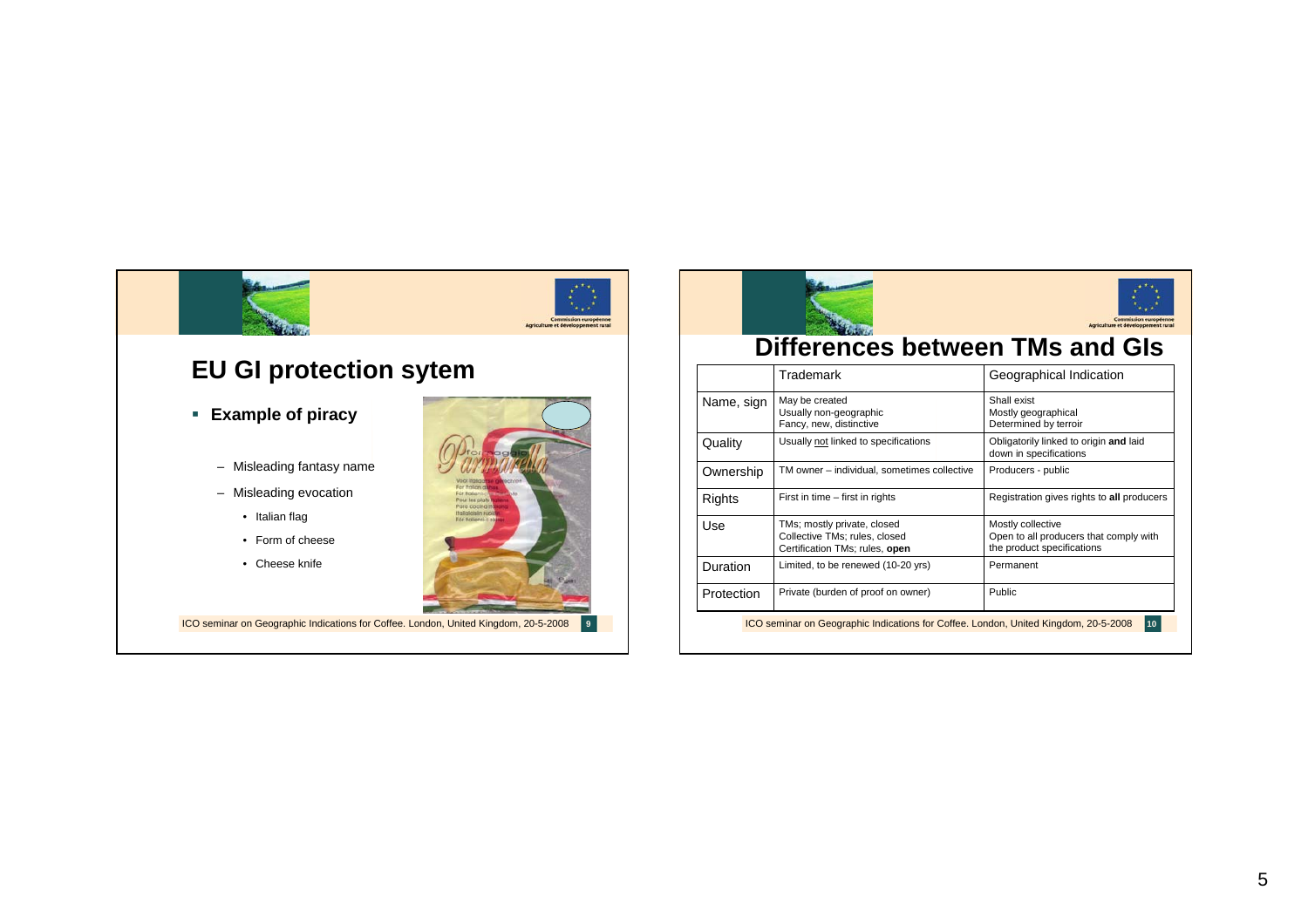## EU GI protection sytem

- **Example of piracy**
  - Misleading fantasy name
  - Misleading evocation
    - Italian flag
    - Form of cheese
    - Cheese knife

ICO seminar on Geographic Indications for Coffee. London, United Kingdom, 20-5-2008

## Differences between TMs and GIs

| | Trademark | Geographical Indication |
|---|---|---|
| Name, sign | May be created<br>Usually non-geographic<br>Fancy, new, distinctive | Shall exist<br>Mostly geographical<br>Determined by terroir |
| Quality | Usually not linked to specifications | Obligatorily linked to origin **and** laid down in specifications |
| Ownership | TM owner – individual, sometimes collective | Producers - public |
| Rights | First in time – first in rights | Registration gives rights to **all** producers |
| Use | TMs; mostly private, closed<br>Collective TMs; rules, closed<br>Certification TMs; rules, **open** | Mostly collective<br>Open to all producers that comply with the product specifications |
| Duration | Limited, to be renewed (10-20 yrs) | Permanent |
| Protection | Private (burden of proof on owner) | Public |

ICO seminar on Geographic Indications for Coffee. London, United Kingdom, 20-5-2008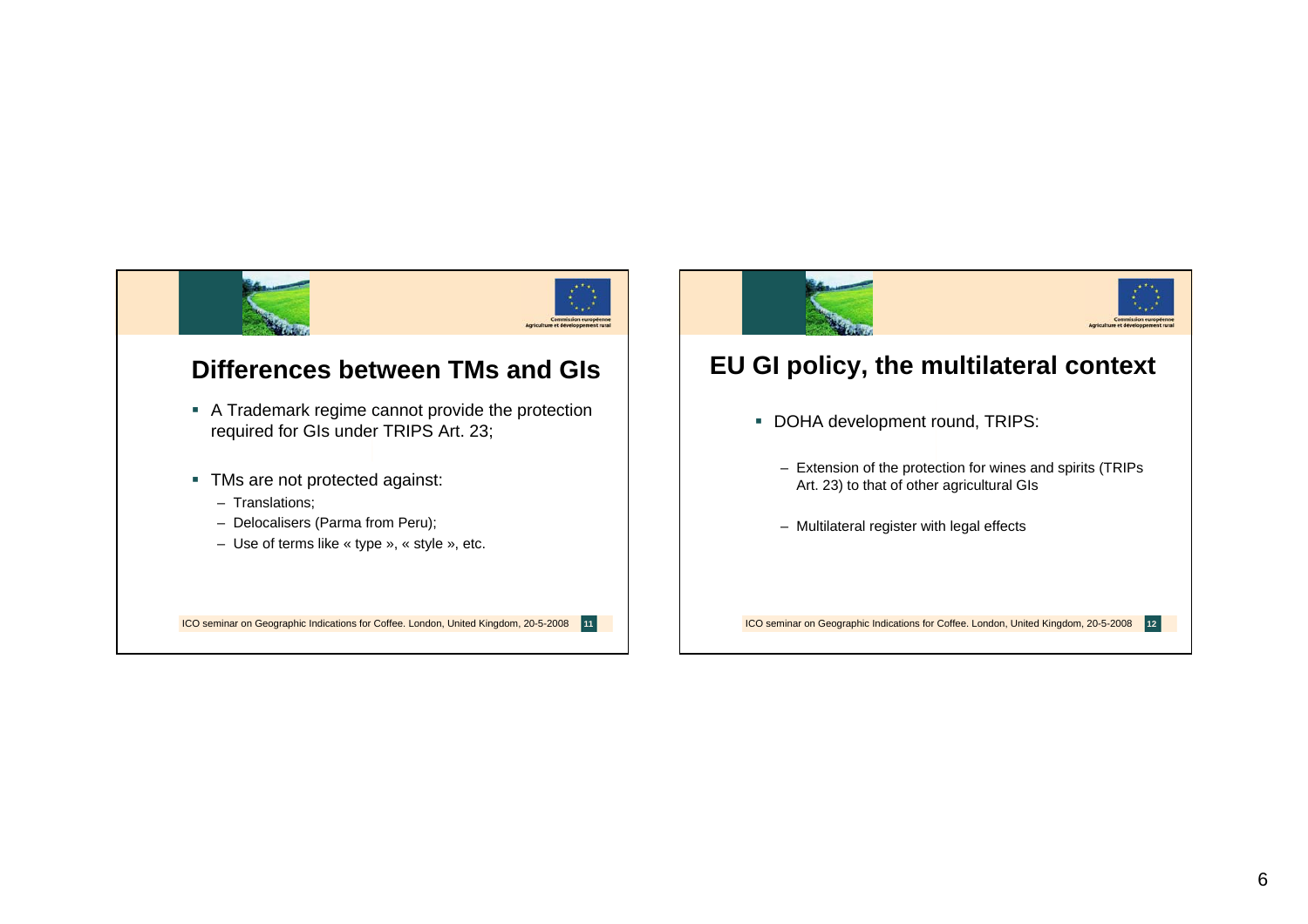## Differences between TMs and GIs

- A Trademark regime cannot provide the protection required for GIs under TRIPS Art. 23;
- TMs are not protected against:
  - Translations;
  - Delocalisers (Parma from Peru);
  - Use of terms like « type », « style », etc.

## EU GI policy, the multilateral context

- DOHA development round, TRIPS:
  - Extension of the protection for wines and spirits (TRIPs Art. 23) to that of other agricultural GIs
  - Multilateral register with legal effects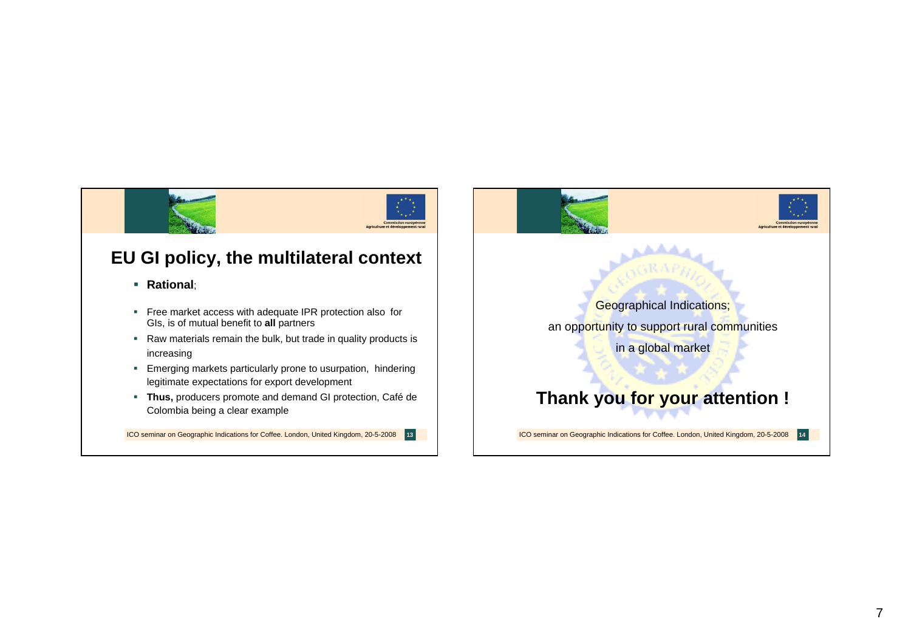## EU GI policy, the multilateral context

- **Rational**;
- Free market access with adequate IPR protection also for GIs, is of mutual benefit to **all** partners
- Raw materials remain the bulk, but trade in quality products is increasing
- Emerging markets particularly prone to usurpation, hindering legitimate expectations for export development
- **Thus,** producers promote and demand GI protection, Café de Colombia being a clear example

ICO seminar on Geographic Indications for Coffee. London, United Kingdom, 20-5-2008

Geographical Indications;

an opportunity to support rural communities

in a global market

## Thank you for your attention !

ICO seminar on Geographic Indications for Coffee. London, United Kingdom, 20-5-2008